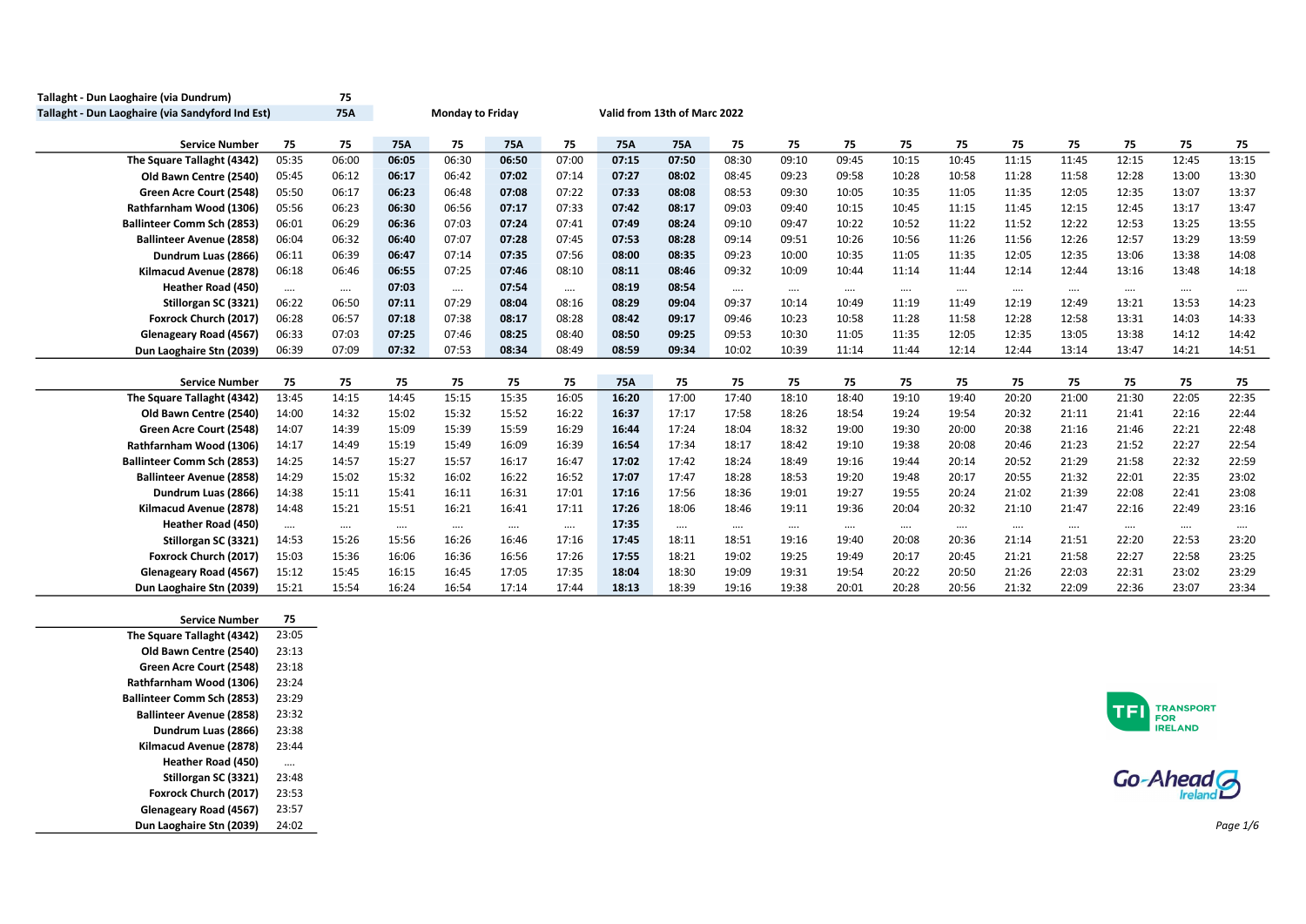**Tallaght - Dun Laoghaire (via Dundrum)** — **75**

**Tallaght - Dun Laoghaire (via Sandyford Ind Est)** — **75A**

**Monday to Friday**

**Valid from 13th of Marc 2022**

| Service Number | 75 | 75 | 75A | 75 | 75A | 75 | 75A | 75A | 75 | 75 | 75 | 75 | 75 | 75 | 75 | 75 | 75 | 75 |
|---|---|---|---|---|---|---|---|---|---|---|---|---|---|---|---|---|---|---|
| The Square Tallaght (4342) | 05:35 | 06:00 | 06:05 | 06:30 | 06:50 | 07:00 | 07:15 | 07:50 | 08:30 | 09:10 | 09:45 | 10:15 | 10:45 | 11:15 | 11:45 | 12:15 | 12:45 | 13:15 |
| Old Bawn Centre (2540) | 05:45 | 06:12 | 06:17 | 06:42 | 07:02 | 07:14 | 07:27 | 08:02 | 08:45 | 09:23 | 09:58 | 10:28 | 10:58 | 11:28 | 11:58 | 12:28 | 13:00 | 13:30 |
| Green Acre Court (2548) | 05:50 | 06:17 | 06:23 | 06:48 | 07:08 | 07:22 | 07:33 | 08:08 | 08:53 | 09:30 | 10:05 | 10:35 | 11:05 | 11:35 | 12:05 | 12:35 | 13:07 | 13:37 |
| Rathfarnham Wood (1306) | 05:56 | 06:23 | 06:30 | 06:56 | 07:17 | 07:33 | 07:42 | 08:17 | 09:03 | 09:40 | 10:15 | 10:45 | 11:15 | 11:45 | 12:15 | 12:45 | 13:17 | 13:47 |
| Ballinteer Comm Sch (2853) | 06:01 | 06:29 | 06:36 | 07:03 | 07:24 | 07:41 | 07:49 | 08:24 | 09:10 | 09:47 | 10:22 | 10:52 | 11:22 | 11:52 | 12:22 | 12:53 | 13:25 | 13:55 |
| Ballinteer Avenue (2858) | 06:04 | 06:32 | 06:40 | 07:07 | 07:28 | 07:45 | 07:53 | 08:28 | 09:14 | 09:51 | 10:26 | 10:56 | 11:26 | 11:56 | 12:26 | 12:57 | 13:29 | 13:59 |
| Dundrum Luas (2866) | 06:11 | 06:39 | 06:47 | 07:14 | 07:35 | 07:56 | 08:00 | 08:35 | 09:23 | 10:00 | 10:35 | 11:05 | 11:35 | 12:05 | 12:35 | 13:06 | 13:38 | 14:08 |
| Kilmacud Avenue (2878) | 06:18 | 06:46 | 06:55 | 07:25 | 07:46 | 08:10 | 08:11 | 08:46 | 09:32 | 10:09 | 10:44 | 11:14 | 11:44 | 12:14 | 12:44 | 13:16 | 13:48 | 14:18 |
| Heather Road (450) | .... | .... | 07:03 | .... | 07:54 | .... | 08:19 | 08:54 | .... | .... | .... | .... | .... | .... | .... | .... | .... | .... |
| Stillorgan SC (3321) | 06:22 | 06:50 | 07:11 | 07:29 | 08:04 | 08:16 | 08:29 | 09:04 | 09:37 | 10:14 | 10:49 | 11:19 | 11:49 | 12:19 | 12:49 | 13:21 | 13:53 | 14:23 |
| Foxrock Church (2017) | 06:28 | 06:57 | 07:18 | 07:38 | 08:17 | 08:28 | 08:42 | 09:17 | 09:46 | 10:23 | 10:58 | 11:28 | 11:58 | 12:28 | 12:58 | 13:31 | 14:03 | 14:33 |
| Glenageary Road (4567) | 06:33 | 07:03 | 07:25 | 07:46 | 08:25 | 08:40 | 08:50 | 09:25 | 09:53 | 10:30 | 11:05 | 11:35 | 12:05 | 12:35 | 13:05 | 13:38 | 14:12 | 14:42 |
| Dun Laoghaire Stn (2039) | 06:39 | 07:09 | 07:32 | 07:53 | 08:34 | 08:49 | 08:59 | 09:34 | 10:02 | 10:39 | 11:14 | 11:44 | 12:14 | 12:44 | 13:14 | 13:47 | 14:21 | 14:51 |

| Service Number | 75 | 75 | 75 | 75 | 75 | 75 | 75A | 75 | 75 | 75 | 75 | 75 | 75 | 75 | 75 | 75 | 75 | 75 |
|---|---|---|---|---|---|---|---|---|---|---|---|---|---|---|---|---|---|---|
| The Square Tallaght (4342) | 13:45 | 14:15 | 14:45 | 15:15 | 15:35 | 16:05 | 16:20 | 17:00 | 17:40 | 18:10 | 18:40 | 19:10 | 19:40 | 20:20 | 21:00 | 21:30 | 22:05 | 22:35 |
| Old Bawn Centre (2540) | 14:00 | 14:32 | 15:02 | 15:32 | 15:52 | 16:22 | 16:37 | 17:17 | 17:58 | 18:26 | 18:54 | 19:24 | 19:54 | 20:32 | 21:11 | 21:41 | 22:16 | 22:44 |
| Green Acre Court (2548) | 14:07 | 14:39 | 15:09 | 15:39 | 15:59 | 16:29 | 16:44 | 17:24 | 18:04 | 18:32 | 19:00 | 19:30 | 20:00 | 20:38 | 21:16 | 21:46 | 22:21 | 22:48 |
| Rathfarnham Wood (1306) | 14:17 | 14:49 | 15:19 | 15:49 | 16:09 | 16:39 | 16:54 | 17:34 | 18:17 | 18:42 | 19:10 | 19:38 | 20:08 | 20:46 | 21:23 | 21:52 | 22:27 | 22:54 |
| Ballinteer Comm Sch (2853) | 14:25 | 14:57 | 15:27 | 15:57 | 16:17 | 16:47 | 17:02 | 17:42 | 18:24 | 18:49 | 19:16 | 19:44 | 20:14 | 20:52 | 21:29 | 21:58 | 22:32 | 22:59 |
| Ballinteer Avenue (2858) | 14:29 | 15:02 | 15:32 | 16:02 | 16:22 | 16:52 | 17:07 | 17:47 | 18:28 | 18:53 | 19:20 | 19:48 | 20:17 | 20:55 | 21:32 | 22:01 | 22:35 | 23:02 |
| Dundrum Luas (2866) | 14:38 | 15:11 | 15:41 | 16:11 | 16:31 | 17:01 | 17:16 | 17:56 | 18:36 | 19:01 | 19:27 | 19:55 | 20:24 | 21:02 | 21:39 | 22:08 | 22:41 | 23:08 |
| Kilmacud Avenue (2878) | 14:48 | 15:21 | 15:51 | 16:21 | 16:41 | 17:11 | 17:26 | 18:06 | 18:46 | 19:11 | 19:36 | 20:04 | 20:32 | 21:10 | 21:47 | 22:16 | 22:49 | 23:16 |
| Heather Road (450) | .... | .... | .... | .... | .... | .... | 17:35 | .... | .... | .... | .... | .... | .... | .... | .... | .... | .... | .... |
| Stillorgan SC (3321) | 14:53 | 15:26 | 15:56 | 16:26 | 16:46 | 17:16 | 17:45 | 18:11 | 18:51 | 19:16 | 19:40 | 20:08 | 20:36 | 21:14 | 21:51 | 22:20 | 22:53 | 23:20 |
| Foxrock Church (2017) | 15:03 | 15:36 | 16:06 | 16:36 | 16:56 | 17:26 | 17:55 | 18:21 | 19:02 | 19:25 | 19:49 | 20:17 | 20:45 | 21:21 | 21:58 | 22:27 | 22:58 | 23:25 |
| Glenageary Road (4567) | 15:12 | 15:45 | 16:15 | 16:45 | 17:05 | 17:35 | 18:04 | 18:30 | 19:09 | 19:31 | 19:54 | 20:22 | 20:50 | 21:26 | 22:03 | 22:31 | 23:02 | 23:29 |
| Dun Laoghaire Stn (2039) | 15:21 | 15:54 | 16:24 | 16:54 | 17:14 | 17:44 | 18:13 | 18:39 | 19:16 | 19:38 | 20:01 | 20:28 | 20:56 | 21:32 | 22:09 | 22:36 | 23:07 | 23:34 |

| Service Number | 75 |
|---|---|
| The Square Tallaght (4342) | 23:05 |
| Old Bawn Centre (2540) | 23:13 |
| Green Acre Court (2548) | 23:18 |
| Rathfarnham Wood (1306) | 23:24 |
| Ballinteer Comm Sch (2853) | 23:29 |
| Ballinteer Avenue (2858) | 23:32 |
| Dundrum Luas (2866) | 23:38 |
| Kilmacud Avenue (2878) | 23:44 |
| Heather Road (450) | .... |
| Stillorgan SC (3321) | 23:48 |
| Foxrock Church (2017) | 23:53 |
| Glenageary Road (4567) | 23:57 |
| Dun Laoghaire Stn (2039) | 24:02 |

TFI TRANSPORT FOR IRELAND

Go-Ahead Ireland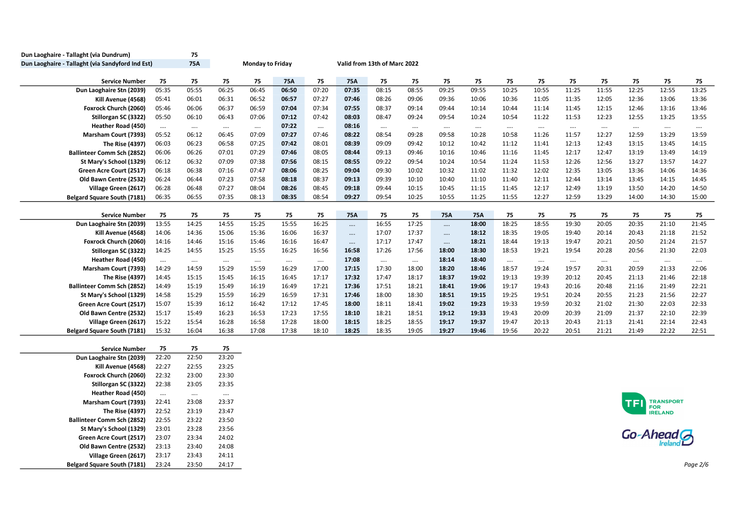Dun Laoghaire - Tallaght (via Dundrum) — 75

Dun Laoghaire - Tallaght (via Sandyford Ind Est) — 75A

**Monday to Friday**

**Valid from 13th of Marc 2022**

| Service Number | 75 | 75 | 75 | 75 | 75A | 75 | 75A | 75 | 75 | 75 | 75 | 75 | 75 | 75 | 75 | 75 | 75 | 75 |
|---|---|---|---|---|---|---|---|---|---|---|---|---|---|---|---|---|---|---|
| Dun Laoghaire Stn (2039) | 05:35 | 05:55 | 06:25 | 06:45 | 06:50 | 07:20 | 07:35 | 08:15 | 08:55 | 09:25 | 09:55 | 10:25 | 10:55 | 11:25 | 11:55 | 12:25 | 12:55 | 13:25 |
| Kill Avenue (4568) | 05:41 | 06:01 | 06:31 | 06:52 | 06:57 | 07:27 | 07:46 | 08:26 | 09:06 | 09:36 | 10:06 | 10:36 | 11:05 | 11:35 | 12:05 | 12:36 | 13:06 | 13:36 |
| Foxrock Church (2060) | 05:46 | 06:06 | 06:37 | 06:59 | 07:04 | 07:34 | 07:55 | 08:37 | 09:14 | 09:44 | 10:14 | 10:44 | 11:14 | 11:45 | 12:15 | 12:46 | 13:16 | 13:46 |
| Stillorgan SC (3322) | 05:50 | 06:10 | 06:43 | 07:06 | 07:12 | 07:42 | 08:03 | 08:47 | 09:24 | 09:54 | 10:24 | 10:54 | 11:22 | 11:53 | 12:23 | 12:55 | 13:25 | 13:55 |
| Heather Road (450) | .... | .... | .... | .... | 07:22 | .... | 08:16 | .... | .... | .... | .... | .... | .... | .... | .... | .... | .... | .... |
| Marsham Court (7393) | 05:52 | 06:12 | 06:45 | 07:09 | 07:27 | 07:46 | 08:22 | 08:54 | 09:28 | 09:58 | 10:28 | 10:58 | 11:26 | 11:57 | 12:27 | 12:59 | 13:29 | 13:59 |
| The Rise (4397) | 06:03 | 06:23 | 06:58 | 07:25 | 07:42 | 08:01 | 08:39 | 09:09 | 09:42 | 10:12 | 10:42 | 11:12 | 11:41 | 12:13 | 12:43 | 13:15 | 13:45 | 14:15 |
| Ballinteer Comm Sch (2852) | 06:06 | 06:26 | 07:01 | 07:29 | 07:46 | 08:05 | 08:44 | 09:13 | 09:46 | 10:16 | 10:46 | 11:16 | 11:45 | 12:17 | 12:47 | 13:19 | 13:49 | 14:19 |
| St Mary's School (1329) | 06:12 | 06:32 | 07:09 | 07:38 | 07:56 | 08:15 | 08:55 | 09:22 | 09:54 | 10:24 | 10:54 | 11:24 | 11:53 | 12:26 | 12:56 | 13:27 | 13:57 | 14:27 |
| Green Acre Court (2517) | 06:18 | 06:38 | 07:16 | 07:47 | 08:06 | 08:25 | 09:04 | 09:30 | 10:02 | 10:32 | 11:02 | 11:32 | 12:02 | 12:35 | 13:05 | 13:36 | 14:06 | 14:36 |
| Old Bawn Centre (2532) | 06:24 | 06:44 | 07:23 | 07:58 | 08:18 | 08:37 | 09:13 | 09:39 | 10:10 | 10:40 | 11:10 | 11:40 | 12:11 | 12:44 | 13:14 | 13:45 | 14:15 | 14:45 |
| Village Green (2617) | 06:28 | 06:48 | 07:27 | 08:04 | 08:26 | 08:45 | 09:18 | 09:44 | 10:15 | 10:45 | 11:15 | 11:45 | 12:17 | 12:49 | 13:19 | 13:50 | 14:20 | 14:50 |
| Belgard Square South (7181) | 06:35 | 06:55 | 07:35 | 08:13 | 08:35 | 08:54 | 09:27 | 09:54 | 10:25 | 10:55 | 11:25 | 11:55 | 12:27 | 12:59 | 13:29 | 14:00 | 14:30 | 15:00 |

| Service Number | 75 | 75 | 75 | 75 | 75 | 75 | 75A | 75 | 75 | 75A | 75A | 75 | 75 | 75 | 75 | 75 | 75 | 75 |
|---|---|---|---|---|---|---|---|---|---|---|---|---|---|---|---|---|---|---|
| Dun Laoghaire Stn (2039) | 13:55 | 14:25 | 14:55 | 15:25 | 15:55 | 16:25 | .... | 16:55 | 17:25 | .... | 18:00 | 18:25 | 18:55 | 19:30 | 20:05 | 20:35 | 21:10 | 21:45 |
| Kill Avenue (4568) | 14:06 | 14:36 | 15:06 | 15:36 | 16:06 | 16:37 | .... | 17:07 | 17:37 | .... | 18:12 | 18:35 | 19:05 | 19:40 | 20:14 | 20:43 | 21:18 | 21:52 |
| Foxrock Church (2060) | 14:16 | 14:46 | 15:16 | 15:46 | 16:16 | 16:47 | .... | 17:17 | 17:47 | .... | 18:21 | 18:44 | 19:13 | 19:47 | 20:21 | 20:50 | 21:24 | 21:57 |
| Stillorgan SC (3322) | 14:25 | 14:55 | 15:25 | 15:55 | 16:25 | 16:56 | 16:58 | 17:26 | 17:56 | 18:00 | 18:30 | 18:53 | 19:21 | 19:54 | 20:28 | 20:56 | 21:30 | 22:03 |
| Heather Road (450) | .... | .... | .... | .... | .... | .... | 17:08 | .... | .... | 18:14 | 18:40 | .... | .... | .... | .... | .... | .... | .... |
| Marsham Court (7393) | 14:29 | 14:59 | 15:29 | 15:59 | 16:29 | 17:00 | 17:15 | 17:30 | 18:00 | 18:20 | 18:46 | 18:57 | 19:24 | 19:57 | 20:31 | 20:59 | 21:33 | 22:06 |
| The Rise (4397) | 14:45 | 15:15 | 15:45 | 16:15 | 16:45 | 17:17 | 17:32 | 17:47 | 18:17 | 18:37 | 19:02 | 19:13 | 19:39 | 20:12 | 20:45 | 21:13 | 21:46 | 22:18 |
| Ballinteer Comm Sch (2852) | 14:49 | 15:19 | 15:49 | 16:19 | 16:49 | 17:21 | 17:36 | 17:51 | 18:21 | 18:41 | 19:06 | 19:17 | 19:43 | 20:16 | 20:48 | 21:16 | 21:49 | 22:21 |
| St Mary's School (1329) | 14:58 | 15:29 | 15:59 | 16:29 | 16:59 | 17:31 | 17:46 | 18:00 | 18:30 | 18:51 | 19:15 | 19:25 | 19:51 | 20:24 | 20:55 | 21:23 | 21:56 | 22:27 |
| Green Acre Court (2517) | 15:07 | 15:39 | 16:12 | 16:42 | 17:12 | 17:45 | 18:00 | 18:11 | 18:41 | 19:02 | 19:23 | 19:33 | 19:59 | 20:32 | 21:02 | 21:30 | 22:03 | 22:33 |
| Old Bawn Centre (2532) | 15:17 | 15:49 | 16:23 | 16:53 | 17:23 | 17:55 | 18:10 | 18:21 | 18:51 | 19:12 | 19:33 | 19:43 | 20:09 | 20:39 | 21:09 | 21:37 | 22:10 | 22:39 |
| Village Green (2617) | 15:22 | 15:54 | 16:28 | 16:58 | 17:28 | 18:00 | 18:15 | 18:25 | 18:55 | 19:17 | 19:37 | 19:47 | 20:13 | 20:43 | 21:13 | 21:41 | 22:14 | 22:43 |
| Belgard Square South (7181) | 15:32 | 16:04 | 16:38 | 17:08 | 17:38 | 18:10 | 18:25 | 18:35 | 19:05 | 19:27 | 19:46 | 19:56 | 20:22 | 20:51 | 21:21 | 21:49 | 22:22 | 22:51 |

| Service Number | 75 | 75 | 75 |
|---|---|---|---|
| Dun Laoghaire Stn (2039) | 22:20 | 22:50 | 23:20 |
| Kill Avenue (4568) | 22:27 | 22:55 | 23:25 |
| Foxrock Church (2060) | 22:32 | 23:00 | 23:30 |
| Stillorgan SC (3322) | 22:38 | 23:05 | 23:35 |
| Heather Road (450) | .... | .... | .... |
| Marsham Court (7393) | 22:41 | 23:08 | 23:37 |
| The Rise (4397) | 22:52 | 23:19 | 23:47 |
| Ballinteer Comm Sch (2852) | 22:55 | 23:22 | 23:50 |
| St Mary's School (1329) | 23:01 | 23:28 | 23:56 |
| Green Acre Court (2517) | 23:07 | 23:34 | 24:02 |
| Old Bawn Centre (2532) | 23:13 | 23:40 | 24:08 |
| Village Green (2617) | 23:17 | 23:43 | 24:11 |
| Belgard Square South (7181) | 23:24 | 23:50 | 24:17 |

TFI TRANSPORT FOR IRELAND

Go-Ahead Ireland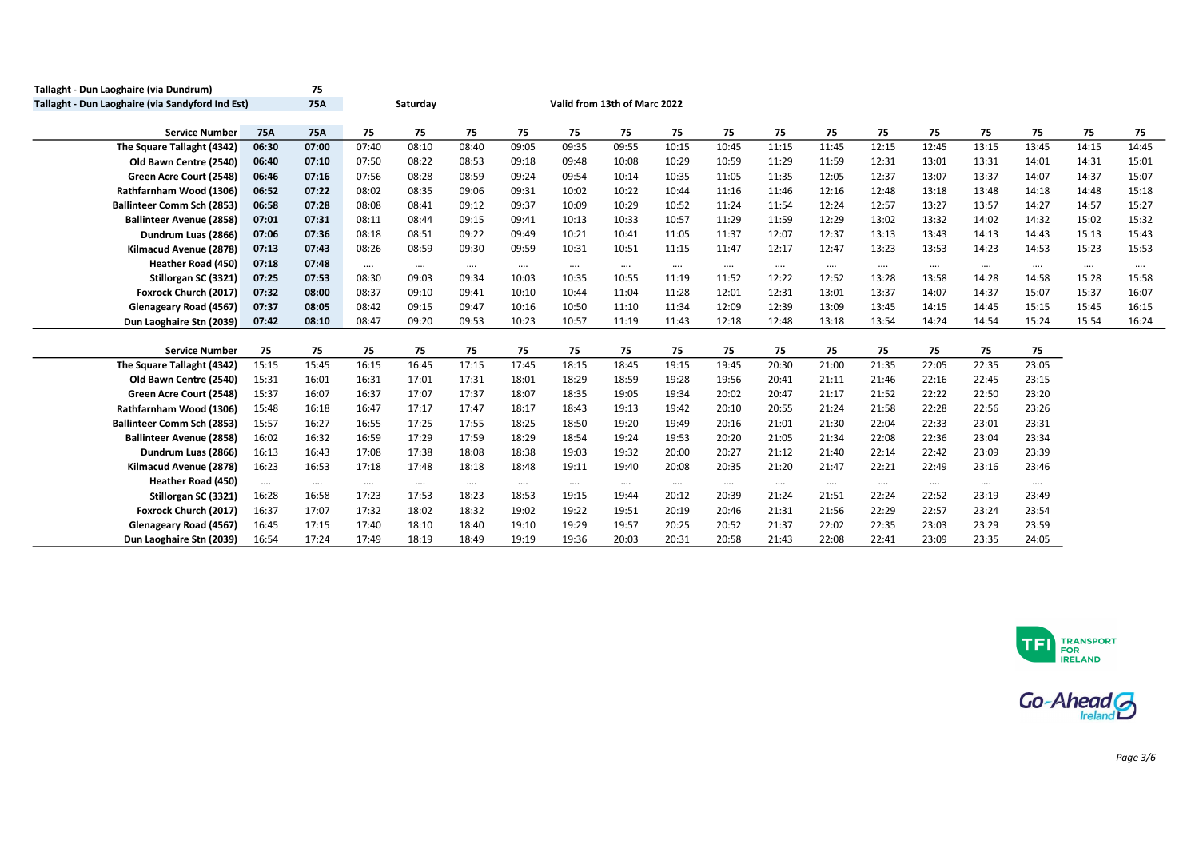Tallaght - Dun Laoghaire (via Dundrum) 75

Tallaght - Dun Laoghaire (via Sandyford Ind Est) 75A

Saturday

Valid from 13th of Marc 2022

| Service Number | 75A | 75A | 75 | 75 | 75 | 75 | 75 | 75 | 75 | 75 | 75 | 75 | 75 | 75 | 75 | 75 | 75 | 75 |
|---|---|---|---|---|---|---|---|---|---|---|---|---|---|---|---|---|---|---|
| The Square Tallaght (4342) | 06:30 | 07:00 | 07:40 | 08:10 | 08:40 | 09:05 | 09:35 | 09:55 | 10:15 | 10:45 | 11:15 | 11:45 | 12:15 | 12:45 | 13:15 | 13:45 | 14:15 | 14:45 |
| Old Bawn Centre (2540) | 06:40 | 07:10 | 07:50 | 08:22 | 08:53 | 09:18 | 09:48 | 10:08 | 10:29 | 10:59 | 11:29 | 11:59 | 12:31 | 13:01 | 13:31 | 14:01 | 14:31 | 15:01 |
| Green Acre Court (2548) | 06:46 | 07:16 | 07:56 | 08:28 | 08:59 | 09:24 | 09:54 | 10:14 | 10:35 | 11:05 | 11:35 | 12:05 | 12:37 | 13:07 | 13:37 | 14:07 | 14:37 | 15:07 |
| Rathfarnham Wood (1306) | 06:52 | 07:22 | 08:02 | 08:35 | 09:06 | 09:31 | 10:02 | 10:22 | 10:44 | 11:16 | 11:46 | 12:16 | 12:48 | 13:18 | 13:48 | 14:18 | 14:48 | 15:18 |
| Ballinteer Comm Sch (2853) | 06:58 | 07:28 | 08:08 | 08:41 | 09:12 | 09:37 | 10:09 | 10:29 | 10:52 | 11:24 | 11:54 | 12:24 | 12:57 | 13:27 | 13:57 | 14:27 | 14:57 | 15:27 |
| Ballinteer Avenue (2858) | 07:01 | 07:31 | 08:11 | 08:44 | 09:15 | 09:41 | 10:13 | 10:33 | 10:57 | 11:29 | 11:59 | 12:29 | 13:02 | 13:32 | 14:02 | 14:32 | 15:02 | 15:32 |
| Dundrum Luas (2866) | 07:06 | 07:36 | 08:18 | 08:51 | 09:22 | 09:49 | 10:21 | 10:41 | 11:05 | 11:37 | 12:07 | 12:37 | 13:13 | 13:43 | 14:13 | 14:43 | 15:13 | 15:43 |
| Kilmacud Avenue (2878) | 07:13 | 07:43 | 08:26 | 08:59 | 09:30 | 09:59 | 10:31 | 10:51 | 11:15 | 11:47 | 12:17 | 12:47 | 13:23 | 13:53 | 14:23 | 14:53 | 15:23 | 15:53 |
| Heather Road (450) | 07:18 | 07:48 | .... | .... | .... | .... | .... | .... | .... | .... | .... | .... | .... | .... | .... | .... | .... | .... |
| Stillorgan SC (3321) | 07:25 | 07:53 | 08:30 | 09:03 | 09:34 | 10:03 | 10:35 | 10:55 | 11:19 | 11:52 | 12:22 | 12:52 | 13:28 | 13:58 | 14:28 | 14:58 | 15:28 | 15:58 |
| Foxrock Church (2017) | 07:32 | 08:00 | 08:37 | 09:10 | 09:41 | 10:10 | 10:44 | 11:04 | 11:28 | 12:01 | 12:31 | 13:01 | 13:37 | 14:07 | 14:37 | 15:07 | 15:37 | 16:07 |
| Glenageary Road (4567) | 07:37 | 08:05 | 08:42 | 09:15 | 09:47 | 10:16 | 10:50 | 11:10 | 11:34 | 12:09 | 12:39 | 13:09 | 13:45 | 14:15 | 14:45 | 15:15 | 15:45 | 16:15 |
| Dun Laoghaire Stn (2039) | 07:42 | 08:10 | 08:47 | 09:20 | 09:53 | 10:23 | 10:57 | 11:19 | 11:43 | 12:18 | 12:48 | 13:18 | 13:54 | 14:24 | 14:54 | 15:24 | 15:54 | 16:24 |

| Service Number | 75 | 75 | 75 | 75 | 75 | 75 | 75 | 75 | 75 | 75 | 75 | 75 | 75 | 75 | 75 | 75 |
|---|---|---|---|---|---|---|---|---|---|---|---|---|---|---|---|---|
| The Square Tallaght (4342) | 15:15 | 15:45 | 16:15 | 16:45 | 17:15 | 17:45 | 18:15 | 18:45 | 19:15 | 19:45 | 20:30 | 21:00 | 21:35 | 22:05 | 22:35 | 23:05 |
| Old Bawn Centre (2540) | 15:31 | 16:01 | 16:31 | 17:01 | 17:31 | 18:01 | 18:29 | 18:59 | 19:28 | 19:56 | 20:41 | 21:11 | 21:46 | 22:16 | 22:45 | 23:15 |
| Green Acre Court (2548) | 15:37 | 16:07 | 16:37 | 17:07 | 17:37 | 18:07 | 18:35 | 19:05 | 19:34 | 20:02 | 20:47 | 21:17 | 21:52 | 22:22 | 22:50 | 23:20 |
| Rathfarnham Wood (1306) | 15:48 | 16:18 | 16:47 | 17:17 | 17:47 | 18:17 | 18:43 | 19:13 | 19:42 | 20:10 | 20:55 | 21:24 | 21:58 | 22:28 | 22:56 | 23:26 |
| Ballinteer Comm Sch (2853) | 15:57 | 16:27 | 16:55 | 17:25 | 17:55 | 18:25 | 18:50 | 19:20 | 19:49 | 20:16 | 21:01 | 21:30 | 22:04 | 22:33 | 23:01 | 23:31 |
| Ballinteer Avenue (2858) | 16:02 | 16:32 | 16:59 | 17:29 | 17:59 | 18:29 | 18:54 | 19:24 | 19:53 | 20:20 | 21:05 | 21:34 | 22:08 | 22:36 | 23:04 | 23:34 |
| Dundrum Luas (2866) | 16:13 | 16:43 | 17:08 | 17:38 | 18:08 | 18:38 | 19:03 | 19:32 | 20:00 | 20:27 | 21:12 | 21:40 | 22:14 | 22:42 | 23:09 | 23:39 |
| Kilmacud Avenue (2878) | 16:23 | 16:53 | 17:18 | 17:48 | 18:18 | 18:48 | 19:11 | 19:40 | 20:08 | 20:35 | 21:20 | 21:47 | 22:21 | 22:49 | 23:16 | 23:46 |
| Heather Road (450) | .... | .... | .... | .... | .... | .... | .... | .... | .... | .... | .... | .... | .... | .... | .... | .... |
| Stillorgan SC (3321) | 16:28 | 16:58 | 17:23 | 17:53 | 18:23 | 18:53 | 19:15 | 19:44 | 20:12 | 20:39 | 21:24 | 21:51 | 22:24 | 22:52 | 23:19 | 23:49 |
| Foxrock Church (2017) | 16:37 | 17:07 | 17:32 | 18:02 | 18:32 | 19:02 | 19:22 | 19:51 | 20:19 | 20:46 | 21:31 | 21:56 | 22:29 | 22:57 | 23:24 | 23:54 |
| Glenageary Road (4567) | 16:45 | 17:15 | 17:40 | 18:10 | 18:40 | 19:10 | 19:29 | 19:57 | 20:25 | 20:52 | 21:37 | 22:02 | 22:35 | 23:03 | 23:29 | 23:59 |
| Dun Laoghaire Stn (2039) | 16:54 | 17:24 | 17:49 | 18:19 | 18:49 | 19:19 | 19:36 | 20:03 | 20:31 | 20:58 | 21:43 | 22:08 | 22:41 | 23:09 | 23:35 | 24:05 |

TFI TRANSPORT FOR IRELAND

Go-Ahead Ireland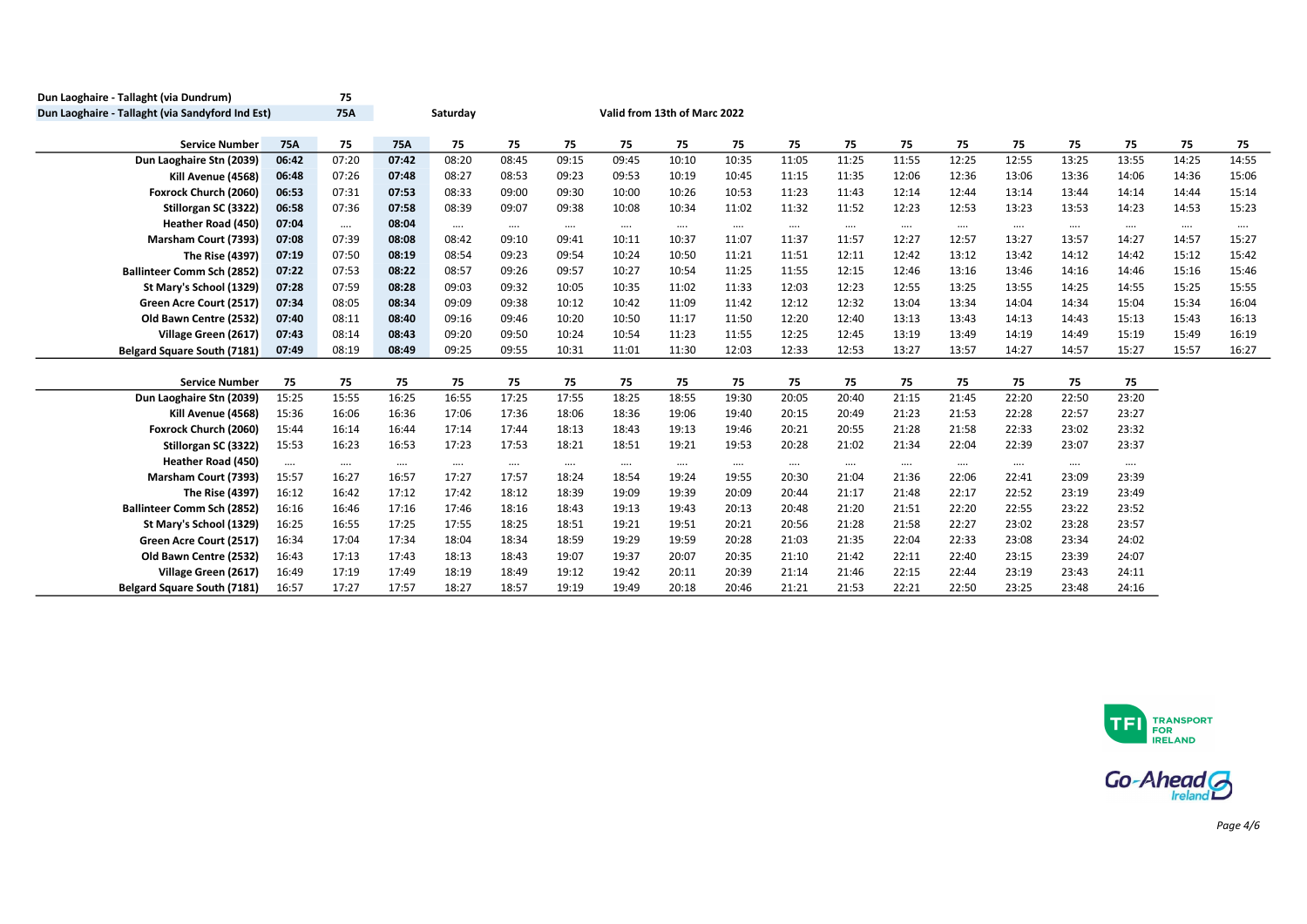Dun Laoghaire - Tallaght (via Dundrum) — 75

Dun Laoghaire - Tallaght (via Sandyford Ind Est) — 75A

Saturday

Valid from 13th of Marc 2022

| Service Number | 75A | 75 | 75A | 75 | 75 | 75 | 75 | 75 | 75 | 75 | 75 | 75 | 75 | 75 | 75 | 75 | 75 | 75 |
|---|---|---|---|---|---|---|---|---|---|---|---|---|---|---|---|---|---|---|
| Dun Laoghaire Stn (2039) | 06:42 | 07:20 | 07:42 | 08:20 | 08:45 | 09:15 | 09:45 | 10:10 | 10:35 | 11:05 | 11:25 | 11:55 | 12:25 | 12:55 | 13:25 | 13:55 | 14:25 | 14:55 |
| Kill Avenue (4568) | 06:48 | 07:26 | 07:48 | 08:27 | 08:53 | 09:23 | 09:53 | 10:19 | 10:45 | 11:15 | 11:35 | 12:06 | 12:36 | 13:06 | 13:36 | 14:06 | 14:36 | 15:06 |
| Foxrock Church (2060) | 06:53 | 07:31 | 07:53 | 08:33 | 09:00 | 09:30 | 10:00 | 10:26 | 10:53 | 11:23 | 11:43 | 12:14 | 12:44 | 13:14 | 13:44 | 14:14 | 14:44 | 15:14 |
| Stillorgan SC (3322) | 06:58 | 07:36 | 07:58 | 08:39 | 09:07 | 09:38 | 10:08 | 10:34 | 11:02 | 11:32 | 11:52 | 12:23 | 12:53 | 13:23 | 13:53 | 14:23 | 14:53 | 15:23 |
| Heather Road (450) | 07:04 | .... | 08:04 | .... | .... | .... | .... | .... | .... | .... | .... | .... | .... | .... | .... | .... | .... | .... |
| Marsham Court (7393) | 07:08 | 07:39 | 08:08 | 08:42 | 09:10 | 09:41 | 10:11 | 10:37 | 11:07 | 11:37 | 11:57 | 12:27 | 12:57 | 13:27 | 13:57 | 14:27 | 14:57 | 15:27 |
| The Rise (4397) | 07:19 | 07:50 | 08:19 | 08:54 | 09:23 | 09:54 | 10:24 | 10:50 | 11:21 | 11:51 | 12:11 | 12:42 | 13:12 | 13:42 | 14:12 | 14:42 | 15:12 | 15:42 |
| Ballinteer Comm Sch (2852) | 07:22 | 07:53 | 08:22 | 08:57 | 09:26 | 09:57 | 10:27 | 10:54 | 11:25 | 11:55 | 12:15 | 12:46 | 13:16 | 13:46 | 14:16 | 14:46 | 15:16 | 15:46 |
| St Mary's School (1329) | 07:28 | 07:59 | 08:28 | 09:03 | 09:32 | 10:05 | 10:35 | 11:02 | 11:33 | 12:03 | 12:23 | 12:55 | 13:25 | 13:55 | 14:25 | 14:55 | 15:25 | 15:55 |
| Green Acre Court (2517) | 07:34 | 08:05 | 08:34 | 09:09 | 09:38 | 10:12 | 10:42 | 11:09 | 11:42 | 12:12 | 12:32 | 13:04 | 13:34 | 14:04 | 14:34 | 15:04 | 15:34 | 16:04 |
| Old Bawn Centre (2532) | 07:40 | 08:11 | 08:40 | 09:16 | 09:46 | 10:20 | 10:50 | 11:17 | 11:50 | 12:20 | 12:40 | 13:13 | 13:43 | 14:13 | 14:43 | 15:13 | 15:43 | 16:13 |
| Village Green (2617) | 07:43 | 08:14 | 08:43 | 09:20 | 09:50 | 10:24 | 10:54 | 11:23 | 11:55 | 12:25 | 12:45 | 13:19 | 13:49 | 14:19 | 14:49 | 15:19 | 15:49 | 16:19 |
| Belgard Square South (7181) | 07:49 | 08:19 | 08:49 | 09:25 | 09:55 | 10:31 | 11:01 | 11:30 | 12:03 | 12:33 | 12:53 | 13:27 | 13:57 | 14:27 | 14:57 | 15:27 | 15:57 | 16:27 |

| Service Number | 75 | 75 | 75 | 75 | 75 | 75 | 75 | 75 | 75 | 75 | 75 | 75 | 75 | 75 | 75 | 75 |
|---|---|---|---|---|---|---|---|---|---|---|---|---|---|---|---|---|
| Dun Laoghaire Stn (2039) | 15:25 | 15:55 | 16:25 | 16:55 | 17:25 | 17:55 | 18:25 | 18:55 | 19:30 | 20:05 | 20:40 | 21:15 | 21:45 | 22:20 | 22:50 | 23:20 |
| Kill Avenue (4568) | 15:36 | 16:06 | 16:36 | 17:06 | 17:36 | 18:06 | 18:36 | 19:06 | 19:40 | 20:15 | 20:49 | 21:23 | 21:53 | 22:28 | 22:57 | 23:27 |
| Foxrock Church (2060) | 15:44 | 16:14 | 16:44 | 17:14 | 17:44 | 18:13 | 18:43 | 19:13 | 19:46 | 20:21 | 20:55 | 21:28 | 21:58 | 22:33 | 23:02 | 23:32 |
| Stillorgan SC (3322) | 15:53 | 16:23 | 16:53 | 17:23 | 17:53 | 18:21 | 18:51 | 19:21 | 19:53 | 20:28 | 21:02 | 21:34 | 22:04 | 22:39 | 23:07 | 23:37 |
| Heather Road (450) | .... | .... | .... | .... | .... | .... | .... | .... | .... | .... | .... | .... | .... | .... | .... | .... |
| Marsham Court (7393) | 15:57 | 16:27 | 16:57 | 17:27 | 17:57 | 18:24 | 18:54 | 19:24 | 19:55 | 20:30 | 21:04 | 21:36 | 22:06 | 22:41 | 23:09 | 23:39 |
| The Rise (4397) | 16:12 | 16:42 | 17:12 | 17:42 | 18:12 | 18:39 | 19:09 | 19:39 | 20:09 | 20:44 | 21:17 | 21:48 | 22:17 | 22:52 | 23:19 | 23:49 |
| Ballinteer Comm Sch (2852) | 16:16 | 16:46 | 17:16 | 17:46 | 18:16 | 18:43 | 19:13 | 19:43 | 20:13 | 20:48 | 21:20 | 21:51 | 22:20 | 22:55 | 23:22 | 23:52 |
| St Mary's School (1329) | 16:25 | 16:55 | 17:25 | 17:55 | 18:25 | 18:51 | 19:21 | 19:51 | 20:21 | 20:56 | 21:28 | 21:58 | 22:27 | 23:02 | 23:28 | 23:57 |
| Green Acre Court (2517) | 16:34 | 17:04 | 17:34 | 18:04 | 18:34 | 18:59 | 19:29 | 19:59 | 20:28 | 21:03 | 21:35 | 22:04 | 22:33 | 23:08 | 23:34 | 24:02 |
| Old Bawn Centre (2532) | 16:43 | 17:13 | 17:43 | 18:13 | 18:43 | 19:07 | 19:37 | 20:07 | 20:35 | 21:10 | 21:42 | 22:11 | 22:40 | 23:15 | 23:39 | 24:07 |
| Village Green (2617) | 16:49 | 17:19 | 17:49 | 18:19 | 18:49 | 19:12 | 19:42 | 20:11 | 20:39 | 21:14 | 21:46 | 22:15 | 22:44 | 23:19 | 23:43 | 24:11 |
| Belgard Square South (7181) | 16:57 | 17:27 | 17:57 | 18:27 | 18:57 | 19:19 | 19:49 | 20:18 | 20:46 | 21:21 | 21:53 | 22:21 | 22:50 | 23:25 | 23:48 | 24:16 |

TFI TRANSPORT FOR IRELAND

Go-Ahead Ireland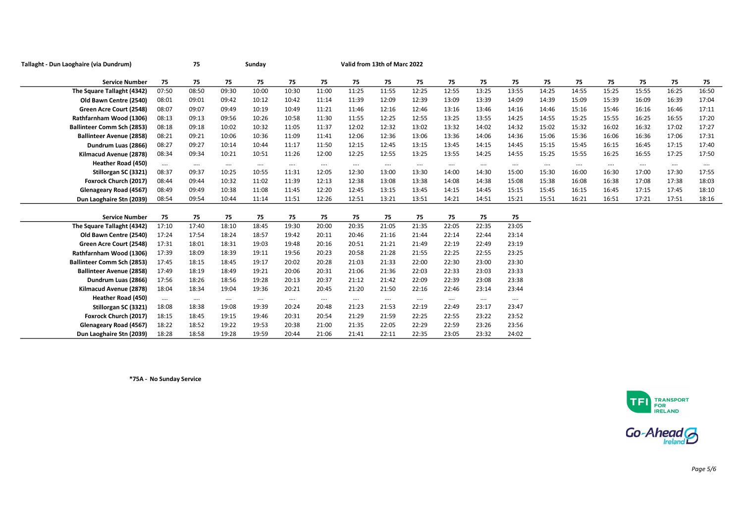Tallaght - Dun Laoghaire (via Dundrum) 75 Sunday Valid from 13th of Marc 2022

| Service Number | 75 | 75 | 75 | 75 | 75 | 75 | 75 | 75 | 75 | 75 | 75 | 75 | 75 | 75 | 75 | 75 | 75 | 75 |
|---|---|---|---|---|---|---|---|---|---|---|---|---|---|---|---|---|---|---|
| The Square Tallaght (4342) | 07:50 | 08:50 | 09:30 | 10:00 | 10:30 | 11:00 | 11:25 | 11:55 | 12:25 | 12:55 | 13:25 | 13:55 | 14:25 | 14:55 | 15:25 | 15:55 | 16:25 | 16:50 |
| Old Bawn Centre (2540) | 08:01 | 09:01 | 09:42 | 10:12 | 10:42 | 11:14 | 11:39 | 12:09 | 12:39 | 13:09 | 13:39 | 14:09 | 14:39 | 15:09 | 15:39 | 16:09 | 16:39 | 17:04 |
| Green Acre Court (2548) | 08:07 | 09:07 | 09:49 | 10:19 | 10:49 | 11:21 | 11:46 | 12:16 | 12:46 | 13:16 | 13:46 | 14:16 | 14:46 | 15:16 | 15:46 | 16:16 | 16:46 | 17:11 |
| Rathfarnham Wood (1306) | 08:13 | 09:13 | 09:56 | 10:26 | 10:58 | 11:30 | 11:55 | 12:25 | 12:55 | 13:25 | 13:55 | 14:25 | 14:55 | 15:25 | 15:55 | 16:25 | 16:55 | 17:20 |
| Ballinteer Comm Sch (2853) | 08:18 | 09:18 | 10:02 | 10:32 | 11:05 | 11:37 | 12:02 | 12:32 | 13:02 | 13:32 | 14:02 | 14:32 | 15:02 | 15:32 | 16:02 | 16:32 | 17:02 | 17:27 |
| Ballinteer Avenue (2858) | 08:21 | 09:21 | 10:06 | 10:36 | 11:09 | 11:41 | 12:06 | 12:36 | 13:06 | 13:36 | 14:06 | 14:36 | 15:06 | 15:36 | 16:06 | 16:36 | 17:06 | 17:31 |
| Dundrum Luas (2866) | 08:27 | 09:27 | 10:14 | 10:44 | 11:17 | 11:50 | 12:15 | 12:45 | 13:15 | 13:45 | 14:15 | 14:45 | 15:15 | 15:45 | 16:15 | 16:45 | 17:15 | 17:40 |
| Kilmacud Avenue (2878) | 08:34 | 09:34 | 10:21 | 10:51 | 11:26 | 12:00 | 12:25 | 12:55 | 13:25 | 13:55 | 14:25 | 14:55 | 15:25 | 15:55 | 16:25 | 16:55 | 17:25 | 17:50 |
| Heather Road (450) | .... | .... | .... | .... | .... | .... | .... | .... | .... | .... | .... | .... | .... | .... | .... | .... | .... | .... |
| Stillorgan SC (3321) | 08:37 | 09:37 | 10:25 | 10:55 | 11:31 | 12:05 | 12:30 | 13:00 | 13:30 | 14:00 | 14:30 | 15:00 | 15:30 | 16:00 | 16:30 | 17:00 | 17:30 | 17:55 |
| Foxrock Church (2017) | 08:44 | 09:44 | 10:32 | 11:02 | 11:39 | 12:13 | 12:38 | 13:08 | 13:38 | 14:08 | 14:38 | 15:08 | 15:38 | 16:08 | 16:38 | 17:08 | 17:38 | 18:03 |
| Glenageary Road (4567) | 08:49 | 09:49 | 10:38 | 11:08 | 11:45 | 12:20 | 12:45 | 13:15 | 13:45 | 14:15 | 14:45 | 15:15 | 15:45 | 16:15 | 16:45 | 17:15 | 17:45 | 18:10 |
| Dun Laoghaire Stn (2039) | 08:54 | 09:54 | 10:44 | 11:14 | 11:51 | 12:26 | 12:51 | 13:21 | 13:51 | 14:21 | 14:51 | 15:21 | 15:51 | 16:21 | 16:51 | 17:21 | 17:51 | 18:16 |

| Service Number | 75 | 75 | 75 | 75 | 75 | 75 | 75 | 75 | 75 | 75 | 75 | 75 |
|---|---|---|---|---|---|---|---|---|---|---|---|---|
| The Square Tallaght (4342) | 17:10 | 17:40 | 18:10 | 18:45 | 19:30 | 20:00 | 20:35 | 21:05 | 21:35 | 22:05 | 22:35 | 23:05 |
| Old Bawn Centre (2540) | 17:24 | 17:54 | 18:24 | 18:57 | 19:42 | 20:11 | 20:46 | 21:16 | 21:44 | 22:14 | 22:44 | 23:14 |
| Green Acre Court (2548) | 17:31 | 18:01 | 18:31 | 19:03 | 19:48 | 20:16 | 20:51 | 21:21 | 21:49 | 22:19 | 22:49 | 23:19 |
| Rathfarnham Wood (1306) | 17:39 | 18:09 | 18:39 | 19:11 | 19:56 | 20:23 | 20:58 | 21:28 | 21:55 | 22:25 | 22:55 | 23:25 |
| Ballinteer Comm Sch (2853) | 17:45 | 18:15 | 18:45 | 19:17 | 20:02 | 20:28 | 21:03 | 21:33 | 22:00 | 22:30 | 23:00 | 23:30 |
| Ballinteer Avenue (2858) | 17:49 | 18:19 | 18:49 | 19:21 | 20:06 | 20:31 | 21:06 | 21:36 | 22:03 | 22:33 | 23:03 | 23:33 |
| Dundrum Luas (2866) | 17:56 | 18:26 | 18:56 | 19:28 | 20:13 | 20:37 | 21:12 | 21:42 | 22:09 | 22:39 | 23:08 | 23:38 |
| Kilmacud Avenue (2878) | 18:04 | 18:34 | 19:04 | 19:36 | 20:21 | 20:45 | 21:20 | 21:50 | 22:16 | 22:46 | 23:14 | 23:44 |
| Heather Road (450) | .... | .... | .... | .... | .... | .... | .... | .... | .... | .... | .... | .... |
| Stillorgan SC (3321) | 18:08 | 18:38 | 19:08 | 19:39 | 20:24 | 20:48 | 21:23 | 21:53 | 22:19 | 22:49 | 23:17 | 23:47 |
| Foxrock Church (2017) | 18:15 | 18:45 | 19:15 | 19:46 | 20:31 | 20:54 | 21:29 | 21:59 | 22:25 | 22:55 | 23:22 | 23:52 |
| Glenageary Road (4567) | 18:22 | 18:52 | 19:22 | 19:53 | 20:38 | 21:00 | 21:35 | 22:05 | 22:29 | 22:59 | 23:26 | 23:56 |
| Dun Laoghaire Stn (2039) | 18:28 | 18:58 | 19:28 | 19:59 | 20:44 | 21:06 | 21:41 | 22:11 | 22:35 | 23:05 | 23:32 | 24:02 |

**\*75A - No Sunday Service**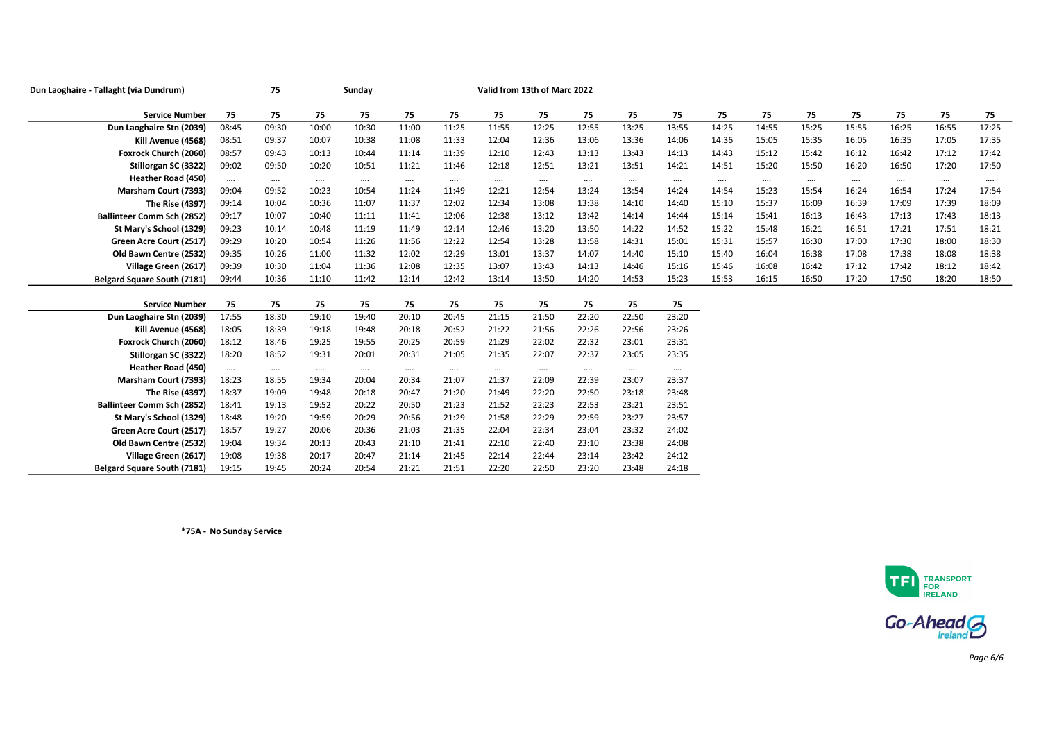Dun Laoghaire - Tallaght (via Dundrum) 75 Sunday Valid from 13th of Marc 2022

| Service Number | 75 | 75 | 75 | 75 | 75 | 75 | 75 | 75 | 75 | 75 | 75 | 75 | 75 | 75 | 75 | 75 | 75 | 75 |
|---|---|---|---|---|---|---|---|---|---|---|---|---|---|---|---|---|---|---|
| Dun Laoghaire Stn (2039) | 08:45 | 09:30 | 10:00 | 10:30 | 11:00 | 11:25 | 11:55 | 12:25 | 12:55 | 13:25 | 13:55 | 14:25 | 14:55 | 15:25 | 15:55 | 16:25 | 16:55 | 17:25 |
| Kill Avenue (4568) | 08:51 | 09:37 | 10:07 | 10:38 | 11:08 | 11:33 | 12:04 | 12:36 | 13:06 | 13:36 | 14:06 | 14:36 | 15:05 | 15:35 | 16:05 | 16:35 | 17:05 | 17:35 |
| Foxrock Church (2060) | 08:57 | 09:43 | 10:13 | 10:44 | 11:14 | 11:39 | 12:10 | 12:43 | 13:13 | 13:43 | 14:13 | 14:43 | 15:12 | 15:42 | 16:12 | 16:42 | 17:12 | 17:42 |
| Stillorgan SC (3322) | 09:02 | 09:50 | 10:20 | 10:51 | 11:21 | 11:46 | 12:18 | 12:51 | 13:21 | 13:51 | 14:21 | 14:51 | 15:20 | 15:50 | 16:20 | 16:50 | 17:20 | 17:50 |
| Heather Road (450) | .... | .... | .... | .... | .... | .... | .... | .... | .... | .... | .... | .... | .... | .... | .... | .... | .... | .... |
| Marsham Court (7393) | 09:04 | 09:52 | 10:23 | 10:54 | 11:24 | 11:49 | 12:21 | 12:54 | 13:24 | 13:54 | 14:24 | 14:54 | 15:23 | 15:54 | 16:24 | 16:54 | 17:24 | 17:54 |
| The Rise (4397) | 09:14 | 10:04 | 10:36 | 11:07 | 11:37 | 12:02 | 12:34 | 13:08 | 13:38 | 14:10 | 14:40 | 15:10 | 15:37 | 16:09 | 16:39 | 17:09 | 17:39 | 18:09 |
| Ballinteer Comm Sch (2852) | 09:17 | 10:07 | 10:40 | 11:11 | 11:41 | 12:06 | 12:38 | 13:12 | 13:42 | 14:14 | 14:44 | 15:14 | 15:41 | 16:13 | 16:43 | 17:13 | 17:43 | 18:13 |
| St Mary's School (1329) | 09:23 | 10:14 | 10:48 | 11:19 | 11:49 | 12:14 | 12:46 | 13:20 | 13:50 | 14:22 | 14:52 | 15:22 | 15:48 | 16:21 | 16:51 | 17:21 | 17:51 | 18:21 |
| Green Acre Court (2517) | 09:29 | 10:20 | 10:54 | 11:26 | 11:56 | 12:22 | 12:54 | 13:28 | 13:58 | 14:31 | 15:01 | 15:31 | 15:57 | 16:30 | 17:00 | 17:30 | 18:00 | 18:30 |
| Old Bawn Centre (2532) | 09:35 | 10:26 | 11:00 | 11:32 | 12:02 | 12:29 | 13:01 | 13:37 | 14:07 | 14:40 | 15:10 | 15:40 | 16:04 | 16:38 | 17:08 | 17:38 | 18:08 | 18:38 |
| Village Green (2617) | 09:39 | 10:30 | 11:04 | 11:36 | 12:08 | 12:35 | 13:07 | 13:43 | 14:13 | 14:46 | 15:16 | 15:46 | 16:08 | 16:42 | 17:12 | 17:42 | 18:12 | 18:42 |
| Belgard Square South (7181) | 09:44 | 10:36 | 11:10 | 11:42 | 12:14 | 12:42 | 13:14 | 13:50 | 14:20 | 14:53 | 15:23 | 15:53 | 16:15 | 16:50 | 17:20 | 17:50 | 18:20 | 18:50 |

| Service Number | 75 | 75 | 75 | 75 | 75 | 75 | 75 | 75 | 75 | 75 | 75 |
|---|---|---|---|---|---|---|---|---|---|---|---|
| Dun Laoghaire Stn (2039) | 17:55 | 18:30 | 19:10 | 19:40 | 20:10 | 20:45 | 21:15 | 21:50 | 22:20 | 22:50 | 23:20 |
| Kill Avenue (4568) | 18:05 | 18:39 | 19:18 | 19:48 | 20:18 | 20:52 | 21:22 | 21:56 | 22:26 | 22:56 | 23:26 |
| Foxrock Church (2060) | 18:12 | 18:46 | 19:25 | 19:55 | 20:25 | 20:59 | 21:29 | 22:02 | 22:32 | 23:01 | 23:31 |
| Stillorgan SC (3322) | 18:20 | 18:52 | 19:31 | 20:01 | 20:31 | 21:05 | 21:35 | 22:07 | 22:37 | 23:05 | 23:35 |
| Heather Road (450) | .... | .... | .... | .... | .... | .... | .... | .... | .... | .... | .... |
| Marsham Court (7393) | 18:23 | 18:55 | 19:34 | 20:04 | 20:34 | 21:07 | 21:37 | 22:09 | 22:39 | 23:07 | 23:37 |
| The Rise (4397) | 18:37 | 19:09 | 19:48 | 20:18 | 20:47 | 21:20 | 21:49 | 22:20 | 22:50 | 23:18 | 23:48 |
| Ballinteer Comm Sch (2852) | 18:41 | 19:13 | 19:52 | 20:22 | 20:50 | 21:23 | 21:52 | 22:23 | 22:53 | 23:21 | 23:51 |
| St Mary's School (1329) | 18:48 | 19:20 | 19:59 | 20:29 | 20:56 | 21:29 | 21:58 | 22:29 | 22:59 | 23:27 | 23:57 |
| Green Acre Court (2517) | 18:57 | 19:27 | 20:06 | 20:36 | 21:03 | 21:35 | 22:04 | 22:34 | 23:04 | 23:32 | 24:02 |
| Old Bawn Centre (2532) | 19:04 | 19:34 | 20:13 | 20:43 | 21:10 | 21:41 | 22:10 | 22:40 | 23:10 | 23:38 | 24:08 |
| Village Green (2617) | 19:08 | 19:38 | 20:17 | 20:47 | 21:14 | 21:45 | 22:14 | 22:44 | 23:14 | 23:42 | 24:12 |
| Belgard Square South (7181) | 19:15 | 19:45 | 20:24 | 20:54 | 21:21 | 21:51 | 22:20 | 22:50 | 23:20 | 23:48 | 24:18 |

**\*75A - No Sunday Service**

TFI TRANSPORT FOR IRELAND

Go-Ahead Ireland